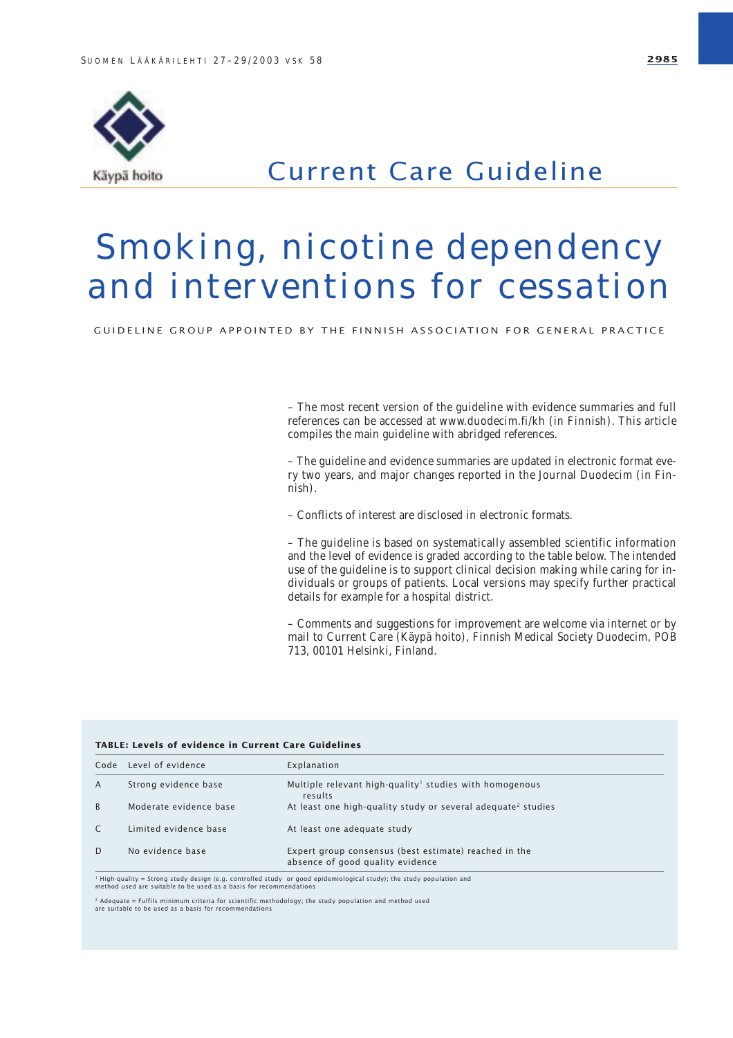Käypä hoito

# Current Care Guideline

# Smoking, nicotine dependency and interventions for cessation

GUIDELINE GROUP APPOINTED BY THE FINNISH ASSOCIATION FOR GENERAL PRACTICE

– The most recent version of the guideline with evidence summaries and full references can be accessed at www.duodecim.fi/kh (in Finnish). This article compiles the main guideline with abridged references.

– The guideline and evidence summaries are updated in electronic format every two years, and major changes reported in the Journal Duodecim (in Finnish).

– Conflicts of interest are disclosed in electronic formats.

– The guideline is based on systematically assembled scientific information and the level of evidence is graded according to the table below. The intended use of the guideline is to support clinical decision making while caring for individuals or groups of patients. Local versions may specify further practical details for example for a hospital district.

– Comments and suggestions for improvement are welcome via internet or by mail to Current Care (Käypä hoito), Finnish Medical Society Duodecim, POB 713, 00101 Helsinki, Finland.

**TABLE: Levels of evidence in Current Care Guidelines**

| Code | Level of evidence | Explanation |
|---|---|---|
| A | Strong evidence base | Multiple relevant high-quality[1] studies with homogenous results |
| B | Moderate evidence base | At least one high-quality study or several adequate[2] studies |
| C | Limited evidence base | At least one adequate study |
| D | No evidence base | Expert group consensus (best estimate) reached in the absence of good quality evidence |

[1] High-quality = Strong study design (e.g. controlled study or good epidemiological study); the study population and method used are suitable to be used as a basis for recommendations

[2] Adequate = Fulfils minimum criteria for scientific methodology; the study population and method used are suitable to be used as a basis for recommendations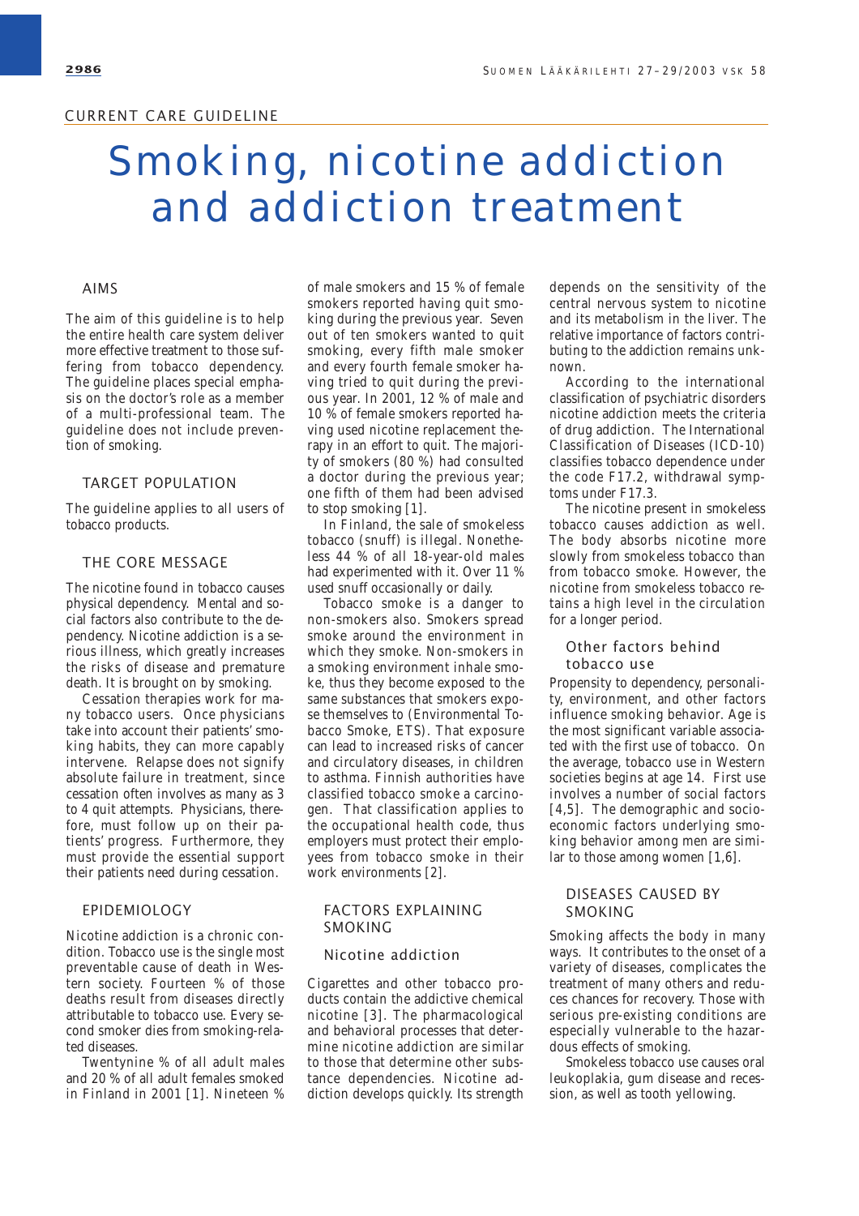CURRENT CARE GUIDELINE

# Smoking, nicotine addiction and addiction treatment

## AIMS

The aim of this guideline is to help the entire health care system deliver more effective treatment to those suffering from tobacco dependency. The guideline places special emphasis on the doctor's role as a member of a multi-professional team. The guideline does not include prevention of smoking.

## TARGET POPULATION

The guideline applies to all users of tobacco products.

## THE CORE MESSAGE

The nicotine found in tobacco causes physical dependency. Mental and social factors also contribute to the dependency. Nicotine addiction is a serious illness, which greatly increases the risks of disease and premature death. It is brought on by smoking.

Cessation therapies work for many tobacco users. Once physicians take into account their patients' smoking habits, they can more capably intervene. Relapse does not signify absolute failure in treatment, since cessation often involves as many as 3 to 4 quit attempts. Physicians, therefore, must follow up on their patients' progress. Furthermore, they must provide the essential support their patients need during cessation.

## EPIDEMIOLOGY

Nicotine addiction is a chronic condition. Tobacco use is the single most preventable cause of death in Western society. Fourteen % of those deaths result from diseases directly attributable to tobacco use. Every second smoker dies from smoking-related diseases.

Twentynine % of all adult males and 20 % of all adult females smoked in Finland in 2001 [1]. Nineteen % of male smokers and 15 % of female smokers reported having quit smoking during the previous year. Seven out of ten smokers wanted to quit smoking, every fifth male smoker and every fourth female smoker having tried to quit during the previous year. In 2001, 12 % of male and 10 % of female smokers reported having used nicotine replacement therapy in an effort to quit. The majority of smokers (80 %) had consulted a doctor during the previous year; one fifth of them had been advised to stop smoking [1].

In Finland, the sale of smokeless tobacco (snuff) is illegal. Nonetheless 44 % of all 18-year-old males had experimented with it. Over 11 % used snuff occasionally or daily.

Tobacco smoke is a danger to non-smokers also. Smokers spread smoke around the environment in which they smoke. Non-smokers in a smoking environment inhale smoke, thus they become exposed to the same substances that smokers expose themselves to (Environmental Tobacco Smoke, ETS). That exposure can lead to increased risks of cancer and circulatory diseases, in children to asthma. Finnish authorities have classified tobacco smoke a carcinogen. That classification applies to the occupational health code, thus employers must protect their employees from tobacco smoke in their work environments [2].

## FACTORS EXPLAINING SMOKING

### Nicotine addiction

Cigarettes and other tobacco products contain the addictive chemical nicotine [3]. The pharmacological and behavioral processes that determine nicotine addiction are similar to those that determine other substance dependencies. Nicotine addiction develops quickly. Its strength depends on the sensitivity of the central nervous system to nicotine and its metabolism in the liver. The relative importance of factors contributing to the addiction remains unknown.

According to the international classification of psychiatric disorders nicotine addiction meets the criteria of drug addiction. The International Classification of Diseases (ICD-10) classifies tobacco dependence under the code F17.2, withdrawal symptoms under F17.3.

The nicotine present in smokeless tobacco causes addiction as well. The body absorbs nicotine more slowly from smokeless tobacco than from tobacco smoke. However, the nicotine from smokeless tobacco retains a high level in the circulation for a longer period.

### Other factors behind tobacco use

Propensity to dependency, personality, environment, and other factors influence smoking behavior. Age is the most significant variable associated with the first use of tobacco. On the average, tobacco use in Western societies begins at age 14. First use involves a number of social factors [4,5]. The demographic and socioeconomic factors underlying smoking behavior among men are similar to those among women [1,6].

## DISEASES CAUSED BY SMOKING

Smoking affects the body in many ways. It contributes to the onset of a variety of diseases, complicates the treatment of many others and reduces chances for recovery. Those with serious pre-existing conditions are especially vulnerable to the hazardous effects of smoking.

Smokeless tobacco use causes oral leukoplakia, gum disease and recession, as well as tooth yellowing.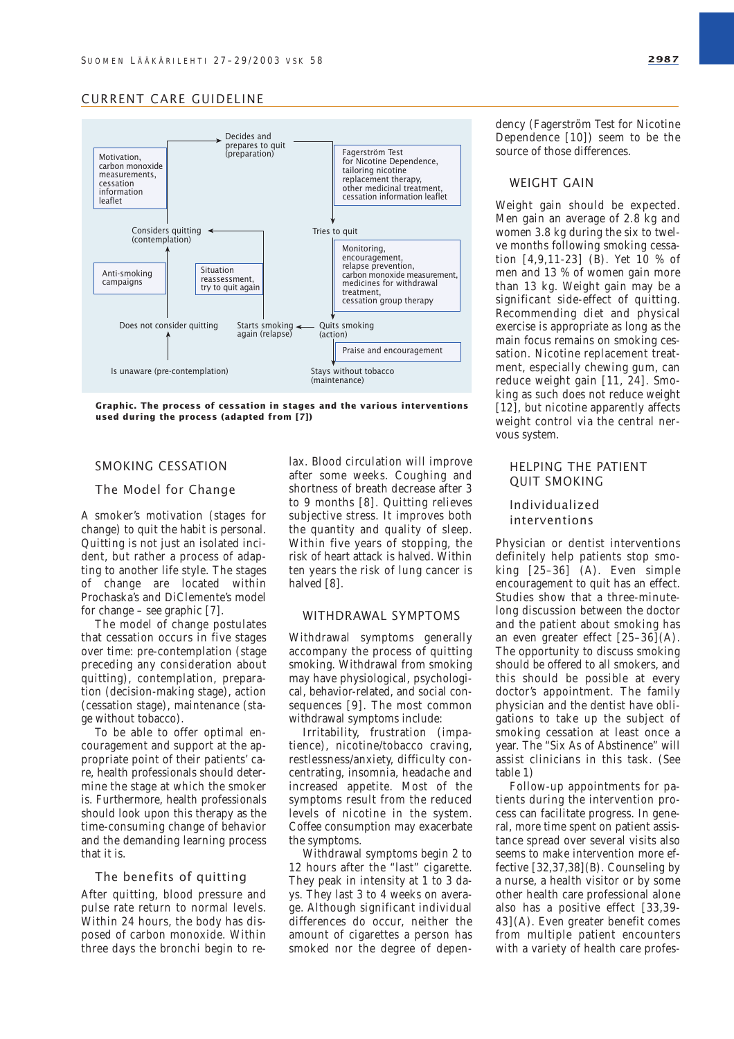Decides and prepares to quit (preparation)

Motivation, carbon monoxide measurements, cessation information leaflet

Fagerström Test for Nicotine Dependence, tailoring nicotine replacement therapy, other medicinal treatment, cessation information leaflet

Considers quitting (contemplation)

Tries to quit

Monitoring, encouragement, relapse prevention, carbon monoxide measurement, medicines for withdrawal treatment, cessation group therapy

Anti-smoking campaigns

Situation reassessment, try to quit again

Does not consider quitting

Starts smoking again (relapse)

Quits smoking (action)

Praise and encouragement

Is unaware (pre-contemplation)

Stays without tobacco (maintenance)

**Graphic. The process of cessation in stages and the various interventions used during the process (adapted from [7])**

## SMOKING CESSATION

### The Model for Change

A smoker's motivation (stages for change) to quit the habit is personal. Quitting is not just an isolated incident, but rather a process of adapting to another life style. The stages of change are located within Prochaska's and DiClemente's model for change – see graphic [7].

The model of change postulates that cessation occurs in five stages over time: pre-contemplation (stage preceding any consideration about quitting), contemplation, preparation (decision-making stage), action (cessation stage), maintenance (stage without tobacco).

To be able to offer optimal encouragement and support at the appropriate point of their patients' care, health professionals should determine the stage at which the smoker is. Furthermore, health professionals should look upon this therapy as the time-consuming change of behavior and the demanding learning process that it is.

### The benefits of quitting

After quitting, blood pressure and pulse rate return to normal levels. Within 24 hours, the body has disposed of carbon monoxide. Within three days the bronchi begin to relax. Blood circulation will improve after some weeks. Coughing and shortness of breath decrease after 3 to 9 months [8]. Quitting relieves subjective stress. It improves both the quantity and quality of sleep. Within five years of stopping, the risk of heart attack is halved. Within ten years the risk of lung cancer is halved [8].

## WITHDRAWAL SYMPTOMS

Withdrawal symptoms generally accompany the process of quitting smoking. Withdrawal from smoking may have physiological, psychological, behavior-related, and social consequences [9]. The most common withdrawal symptoms include:

Irritability, frustration (impatience), nicotine/tobacco craving, restlessness/anxiety, difficulty concentrating, insomnia, headache and increased appetite. Most of the symptoms result from the reduced levels of nicotine in the system. Coffee consumption may exacerbate the symptoms.

Withdrawal symptoms begin 2 to 12 hours after the "last" cigarette. They peak in intensity at 1 to 3 days. They last 3 to 4 weeks on average. Although significant individual differences do occur, neither the amount of cigarettes a person has smoked nor the degree of dependency (Fagerström Test for Nicotine Dependence [10]) seem to be the source of those differences.

## WEIGHT GAIN

Weight gain should be expected. Men gain an average of 2.8 kg and women 3.8 kg during the six to twelve months following smoking cessation [4,9,11-23] (B). Yet 10 % of men and 13 % of women gain more than 13 kg. Weight gain may be a significant side-effect of quitting. Recommending diet and physical exercise is appropriate as long as the main focus remains on smoking cessation. Nicotine replacement treatment, especially chewing gum, can reduce weight gain [11, 24]. Smoking as such does not reduce weight [12], but nicotine apparently affects weight control via the central nervous system.

## HELPING THE PATIENT QUIT SMOKING

### Individualized interventions

Physician or dentist interventions definitely help patients stop smoking [25–36] (A). Even simple encouragement to quit has an effect. Studies show that a three-minute-long discussion between the doctor and the patient about smoking has an even greater effect [25–36] (A). The opportunity to discuss smoking should be offered to all smokers, and this should be possible at every doctor's appointment. The family physician and the dentist have obligations to take up the subject of smoking cessation at least once a year. The "Six As of Abstinence" will assist clinicians in this task. (See table 1)

Follow-up appointments for patients during the intervention process can facilitate progress. In general, more time spent on patient assistance spread over several visits also seems to make intervention more effective [32,37,38](B). Counseling by a nurse, a health visitor or by some other health care professional also has a positive effect [33,39-43](A). Even greater benefit comes from multiple patient encounters with a variety of health care profes-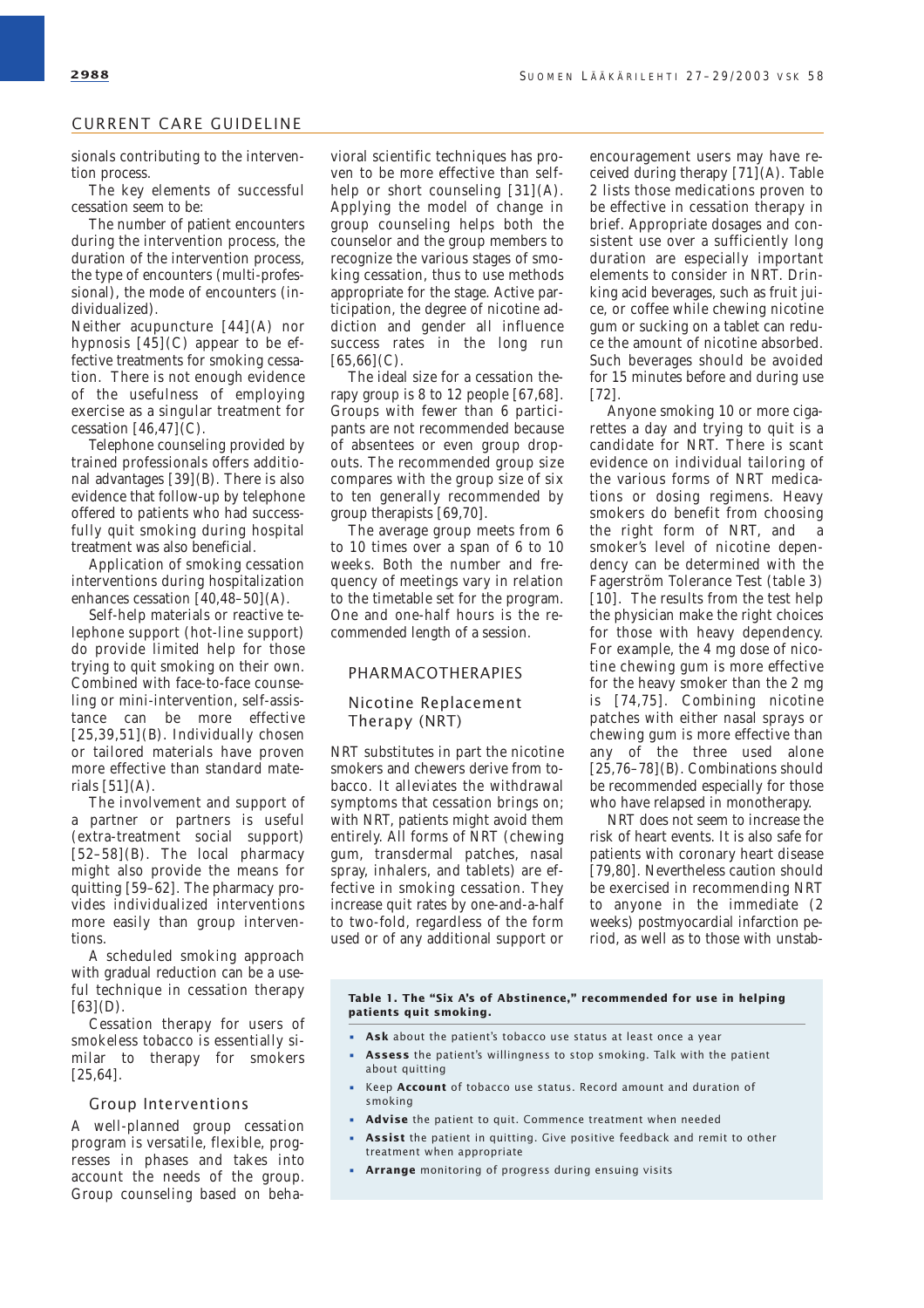sionals contributing to the intervention process.

The key elements of successful cessation seem to be:

The number of patient encounters during the intervention process, the duration of the intervention process, the type of encounters (multi-professional), the mode of encounters (individualized).

Neither acupuncture [44](A) nor hypnosis [45](C) appear to be effective treatments for smoking cessation. There is not enough evidence of the usefulness of employing exercise as a singular treatment for cessation [46,47](C).

Telephone counseling provided by trained professionals offers additional advantages [39](B). There is also evidence that follow-up by telephone offered to patients who had successfully quit smoking during hospital treatment was also beneficial.

Application of smoking cessation interventions during hospitalization enhances cessation [40,48–50](A).

Self-help materials or reactive telephone support (hot-line support) do provide limited help for those trying to quit smoking on their own. Combined with face-to-face counseling or mini-intervention, self-assistance can be more effective [25,39,51](B). Individually chosen or tailored materials have proven more effective than standard materials [51](A).

The involvement and support of a partner or partners is useful (extra-treatment social support) [52–58](B). The local pharmacy might also provide the means for quitting [59–62]. The pharmacy provides individualized interventions more easily than group interventions.

A scheduled smoking approach with gradual reduction can be a useful technique in cessation therapy [63](D).

Cessation therapy for users of smokeless tobacco is essentially similar to therapy for smokers [25,64].

### Group Interventions

A well-planned group cessation program is versatile, flexible, progresses in phases and takes into account the needs of the group. Group counseling based on behavioral scientific techniques has proven to be more effective than self-help or short counseling [31](A). Applying the model of change in group counseling helps both the counselor and the group members to recognize the various stages of smoking cessation, thus to use methods appropriate for the stage. Active participation, the degree of nicotine addiction and gender all influence success rates in the long run [65,66](C).

The ideal size for a cessation therapy group is 8 to 12 people [67,68]. Groups with fewer than 6 participants are not recommended because of absentees or even group dropouts. The recommended group size compares with the group size of six to ten generally recommended by group therapists [69,70].

The average group meets from 6 to 10 times over a span of 6 to 10 weeks. Both the number and frequency of meetings vary in relation to the timetable set for the program. One and one-half hours is the recommended length of a session.

## PHARMACOTHERAPIES

### Nicotine Replacement Therapy (NRT)

NRT substitutes in part the nicotine smokers and chewers derive from tobacco. It alleviates the withdrawal symptoms that cessation brings on; with NRT, patients might avoid them entirely. All forms of NRT (chewing gum, transdermal patches, nasal spray, inhalers, and tablets) are effective in smoking cessation. They increase quit rates by one-and-a-half to two-fold, regardless of the form used or of any additional support or encouragement users may have received during therapy [71](A). Table 2 lists those medications proven to be effective in cessation therapy in brief. Appropriate dosages and consistent use over a sufficiently long duration are especially important elements to consider in NRT. Drinking acid beverages, such as fruit juice, or coffee while chewing nicotine gum or sucking on a tablet can reduce the amount of nicotine absorbed. Such beverages should be avoided for 15 minutes before and during use [72].

Anyone smoking 10 or more cigarettes a day and trying to quit is a candidate for NRT. There is scant evidence on individual tailoring of the various forms of NRT medications or dosing regimens. Heavy smokers do benefit from choosing the right form of NRT, and a smoker's level of nicotine dependency can be determined with the Fagerström Tolerance Test (table 3) [10]. The results from the test help the physician make the right choices for those with heavy dependency. For example, the 4 mg dose of nicotine chewing gum is more effective for the heavy smoker than the 2 mg is [74,75]. Combining nicotine patches with either nasal sprays or chewing gum is more effective than any of the three used alone [25,76–78](B). Combinations should be recommended especially for those who have relapsed in monotherapy.

NRT does not seem to increase the risk of heart events. It is also safe for patients with coronary heart disease [79,80]. Nevertheless caution should be exercised in recommending NRT to anyone in the immediate (2 weeks) postmyocardial infarction period, as well as to those with unstab-

**Table 1. The "Six A's of Abstinence," recommended for use in helping patients quit smoking.**

- **Ask** about the patient's tobacco use status at least once a year
- **Assess** the patient's willingness to stop smoking. Talk with the patient about quitting
- Keep **Account** of tobacco use status. Record amount and duration of smoking
- **Advise** the patient to quit. Commence treatment when needed
- **Assist** the patient in quitting. Give positive feedback and remit to other treatment when appropriate
- **Arrange** monitoring of progress during ensuing visits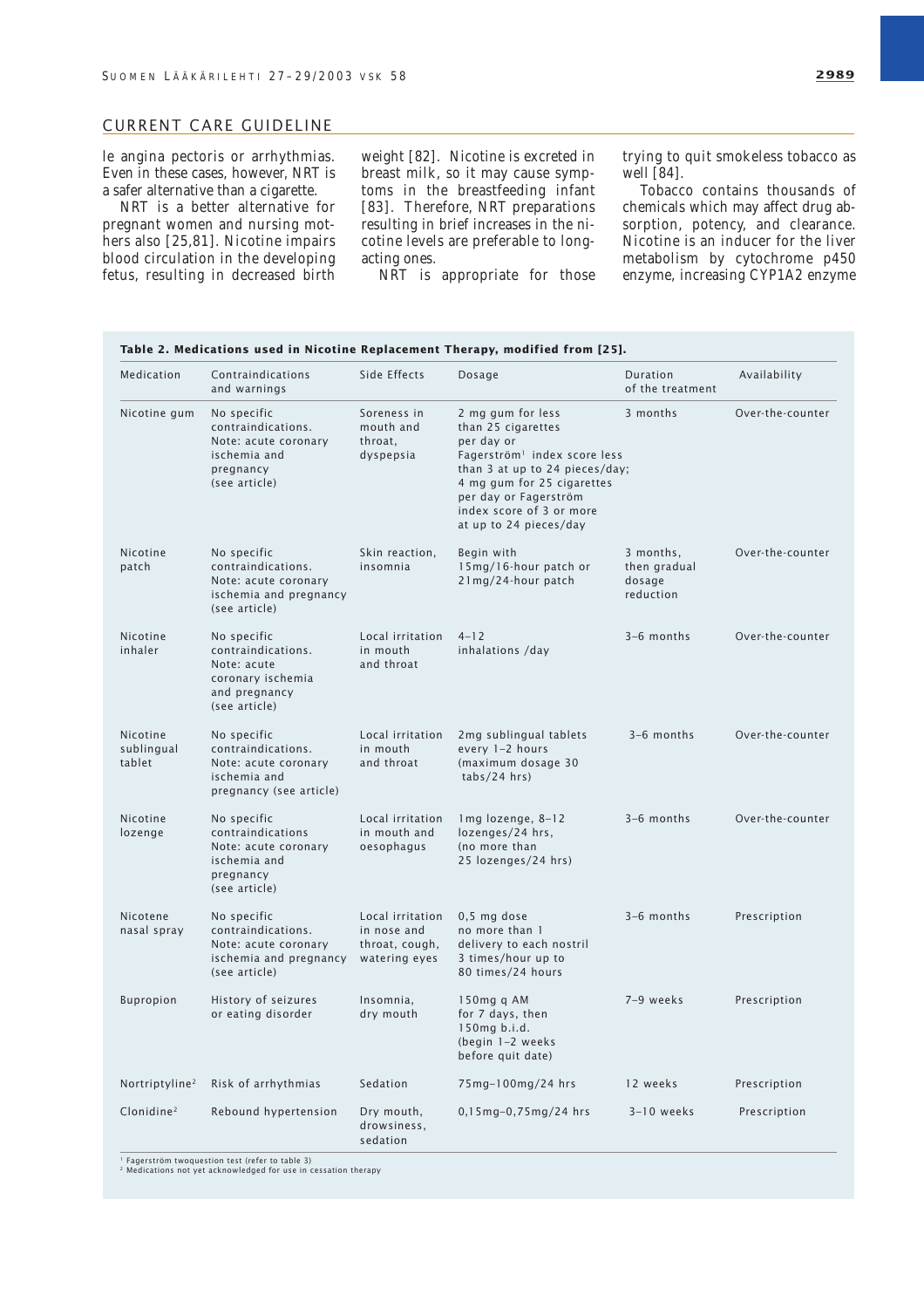le angina pectoris or arrhythmias. Even in these cases, however, NRT is a safer alternative than a cigarette.

NRT is a better alternative for pregnant women and nursing mothers also [25,81]. Nicotine impairs blood circulation in the developing fetus, resulting in decreased birth weight [82]. Nicotine is excreted in breast milk, so it may cause symptoms in the breastfeeding infant [83]. Therefore, NRT preparations resulting in brief increases in the nicotine levels are preferable to long-acting ones.

NRT is appropriate for those trying to quit smokeless tobacco as well [84].

Tobacco contains thousands of chemicals which may affect drug absorption, potency, and clearance. Nicotine is an inducer for the liver metabolism by cytochrome p450 enzyme, increasing CYP1A2 enzyme

**Table 2. Medications used in Nicotine Replacement Therapy, modified from [25].**

| Medication | Contraindications and warnings | Side Effects | Dosage | Duration of the treatment | Availability |
|---|---|---|---|---|---|
| Nicotine gum | No specific contraindications. Note: acute coronary ischemia and pregnancy (see article) | Soreness in mouth and throat, dyspepsia | 2 mg gum for less than 25 cigarettes per day or Fagerström[1] index score less than 3 at up to 24 pieces/day; 4 mg gum for 25 cigarettes per day or Fagerström index score of 3 or more at up to 24 pieces/day | 3 months | Over-the-counter |
| Nicotine patch | No specific contraindications. Note: acute coronary ischemia and pregnancy (see article) | Skin reaction, insomnia | Begin with 15mg/16-hour patch or 21mg/24-hour patch | 3 months, then gradual dosage reduction | Over-the-counter |
| Nicotine inhaler | No specific contraindications. Note: acute coronary ischemia and pregnancy (see article) | Local irritation in mouth and throat | 4–12 inhalations /day | 3–6 months | Over-the-counter |
| Nicotine sublingual tablet | No specific contraindications. Note: acute coronary ischemia and pregnancy (see article) | Local irritation in mouth and throat | 2mg sublingual tablets every 1–2 hours (maximum dosage 30 tabs/24 hrs) | 3–6 months | Over-the-counter |
| Nicotine lozenge | No specific contraindications Note: acute coronary ischemia and pregnancy (see article) | Local irritation in mouth and oesophagus | 1mg lozenge, 8–12 lozenges/24 hrs, (no more than 25 lozenges/24 hrs) | 3–6 months | Over-the-counter |
| Nicotene nasal spray | No specific contraindications. Note: acute coronary ischemia and pregnancy (see article) | Local irritation in nose and throat, cough, watering eyes | 0,5 mg dose no more than 1 delivery to each nostril 3 times/hour up to 80 times/24 hours | 3–6 months | Prescription |
| Bupropion | History of seizures or eating disorder | Insomnia, dry mouth | 150mg q AM for 7 days, then 150mg b.i.d. (begin 1–2 weeks before quit date) | 7–9 weeks | Prescription |
| Nortriptyline[2] | Risk of arrhythmias | Sedation | 75mg–100mg/24 hrs | 12 weeks | Prescription |
| Clonidine[2] | Rebound hypertension | Dry mouth, drowsiness, sedation | 0,15mg–0,75mg/24 hrs | 3–10 weeks | Prescription |

[1] Fagerström twoquestion test (refer to table 3)
[2] Medications not yet acknowledged for use in cessation therapy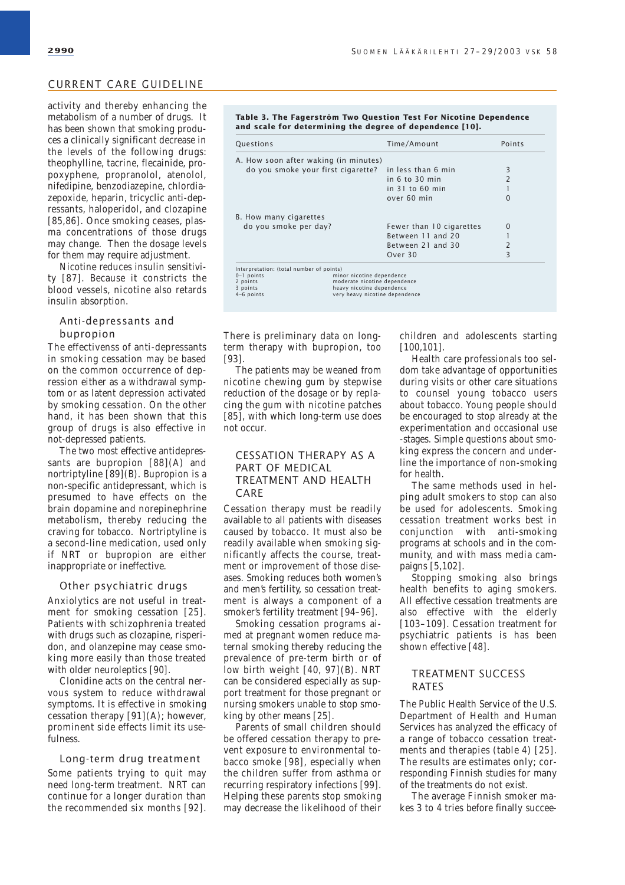activity and thereby enhancing the metabolism of a number of drugs. It has been shown that smoking produces a clinically significant decrease in the levels of the following drugs: theophylline, tacrine, flecainide, propoxyphene, propranolol, atenolol, nifedipine, benzodiazepine, chlordiazepoxide, heparin, tricyclic anti-depressants, haloperidol, and clozapine [85,86]. Once smoking ceases, plasma concentrations of those drugs may change. Then the dosage levels for them may require adjustment.

Nicotine reduces insulin sensitivity [87]. Because it constricts the blood vessels, nicotine also retards insulin absorption.

### Anti-depressants and bupropion

The effectivenss of anti-depressants in smoking cessation may be based on the common occurrence of depression either as a withdrawal symptom or as latent depression activated by smoking cessation. On the other hand, it has been shown that this group of drugs is also effective in not-depressed patients.

The two most effective antidepressants are bupropion [88](A) and nortriptyline [89](B). Bupropion is a non-specific antidepressant, which is presumed to have effects on the brain dopamine and norepinephrine metabolism, thereby reducing the craving for tobacco. Nortriptyline is a second-line medication, used only if NRT or bupropion are either inappropriate or ineffective.

### Other psychiatric drugs

Anxiolytics are not useful in treatment for smoking cessation [25]. Patients with schizophrenia treated with drugs such as clozapine, risperidon, and olanzepine may cease smoking more easily than those treated with older neuroleptics [90].

Clonidine acts on the central nervous system to reduce withdrawal symptoms. It is effective in smoking cessation therapy [91](A); however, prominent side effects limit its usefulness.

### Long-term drug treatment

Some patients trying to quit may need long-term treatment. NRT can continue for a longer duration than the recommended six months [92]. There is preliminary data on long-term therapy with bupropion, too [93].

The patients may be weaned from nicotine chewing gum by stepwise reduction of the dosage or by replacing the gum with nicotine patches [85], with which long-term use does not occur.

**Table 3. The Fagerström Two Question Test For Nicotine Dependence and scale for determining the degree of dependence [10].**

| Questions | Time/Amount | Points |
|---|---|---|
| A. How soon after waking (in minutes) do you smoke your first cigarette? | in less than 6 min | 3 |
| | in 6 to 30 min | 2 |
| | in 31 to 60 min | 1 |
| | over 60 min | 0 |
| B. How many cigarettes do you smoke per day? | Fewer than 10 cigarettes | 0 |
| | Between 11 and 20 | 1 |
| | Between 21 and 30 | 2 |
| | Over 30 | 3 |

Interpretation: (total number of points)

| Points | Dependence |
|---|---|
| 0–1 points | minor nicotine dependence |
| 2 points | moderate nicotine dependence |
| 3 points | heavy nicotine dependence |
| 4–6 points | very heavy nicotine dependence |

## CESSATION THERAPY AS A PART OF MEDICAL TREATMENT AND HEALTH CARE

Cessation therapy must be readily available to all patients with diseases caused by tobacco. It must also be readily available when smoking significantly affects the course, treatment or improvement of those diseases. Smoking reduces both women's and men's fertility, so cessation treatment is always a component of a smoker's fertility treatment [94–96].

Smoking cessation programs aimed at pregnant women reduce maternal smoking thereby reducing the prevalence of pre-term birth or of low birth weight [40, 97](B). NRT can be considered especially as support treatment for those pregnant or nursing smokers unable to stop smoking by other means [25].

Parents of small children should be offered cessation therapy to prevent exposure to environmental tobacco smoke [98], especially when the children suffer from asthma or recurring respiratory infections [99]. Helping these parents stop smoking may decrease the likelihood of their children and adolescents starting [100,101].

Health care professionals too seldom take advantage of opportunities during visits or other care situations to counsel young tobacco users about tobacco. Young people should be encouraged to stop already at the experimentation and occasional use -stages. Simple questions about smoking express the concern and underline the importance of non-smoking for health.

The same methods used in helping adult smokers to stop can also be used for adolescents. Smoking cessation treatment works best in conjunction with anti-smoking programs at schools and in the community, and with mass media campaigns [5,102].

Stopping smoking also brings health benefits to aging smokers. All effective cessation treatments are also effective with the elderly [103–109]. Cessation treatment for psychiatric patients is has been shown effective [48].

## TREATMENT SUCCESS RATES

The Public Health Service of the U.S. Department of Health and Human Services has analyzed the efficacy of a range of tobacco cessation treatments and therapies (table 4) [25]. The results are estimates only; corresponding Finnish studies for many of the treatments do not exist.

The average Finnish smoker makes 3 to 4 tries before finally succee-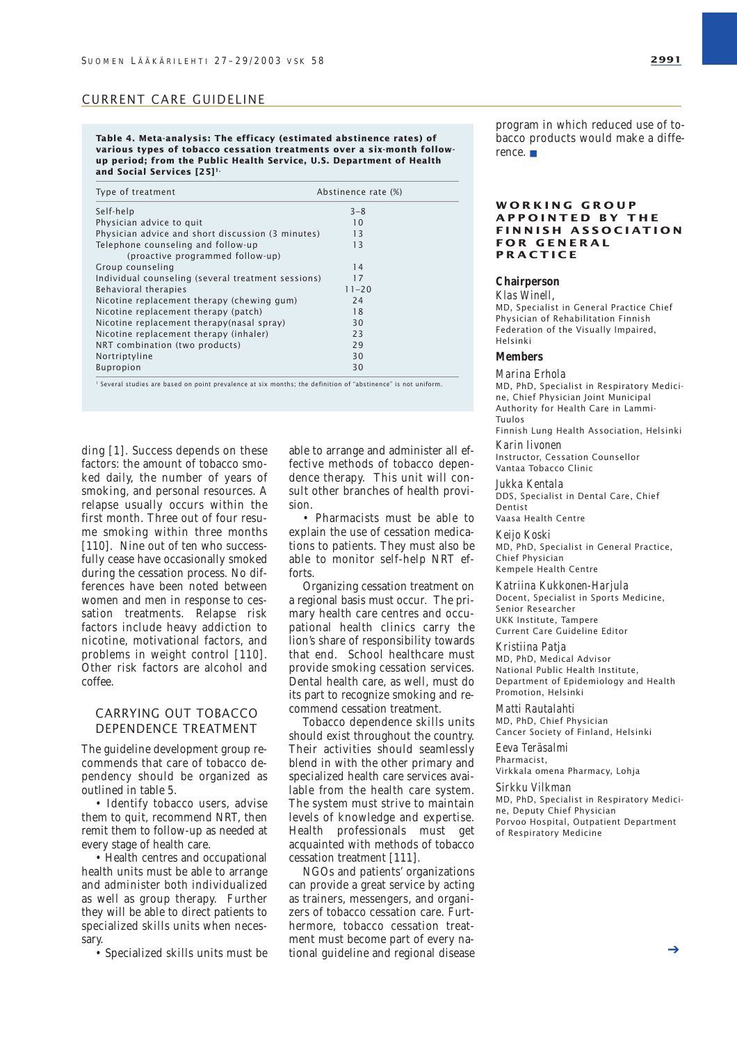## CURRENT CARE GUIDELINE

**Table 4. Meta-analysis: The efficacy (estimated abstinence rates) of various types of tobacco cessation treatments over a six-month follow-up period; from the Public Health Service, U.S. Department of Health and Social Services [25][1].**

| Type of treatment | Abstinence rate (%) |
|---|---|
| Self-help | 3–8 |
| Physician advice to quit | 10 |
| Physician advice and short discussion (3 minutes) | 13 |
| Telephone counseling and follow-up (proactive programmed follow-up) | 13 |
| Group counseling | 14 |
| Individual counseling (several treatment sessions) | 17 |
| Behavioral therapies | 11–20 |
| Nicotine replacement therapy (chewing gum) | 24 |
| Nicotine replacement therapy (patch) | 18 |
| Nicotine replacement therapy(nasal spray) | 30 |
| Nicotine replacement therapy (inhaler) | 23 |
| NRT combination (two products) | 29 |
| Nortriptyline | 30 |
| Bupropion | 30 |

[1] Several studies are based on point prevalence at six months; the definition of "abstinence" is not uniform.

ding [1]. Success depends on these factors: the amount of tobacco smoked daily, the number of years of smoking, and personal resources. A relapse usually occurs within the first month. Three out of four resume smoking within three months [110]. Nine out of ten who successfully cease have occasionally smoked during the cessation process. No differences have been noted between women and men in response to cessation treatments. Relapse risk factors include heavy addiction to nicotine, motivational factors, and problems in weight control [110]. Other risk factors are alcohol and coffee.

### CARRYING OUT TOBACCO DEPENDENCE TREATMENT

The guideline development group recommends that care of tobacco dependency should be organized as outlined in table 5.

- Identify tobacco users, advise them to quit, recommend NRT, then remit them to follow-up as needed at every stage of health care.
- Health centres and occupational health units must be able to arrange and administer both individualized as well as group therapy. Further they will be able to direct patients to specialized skills units when necessary.
- Specialized skills units must be able to arrange and administer all effective methods of tobacco dependence therapy. This unit will consult other branches of health provision.
- Pharmacists must be able to explain the use of cessation medications to patients. They must also be able to monitor self-help NRT efforts.

Organizing cessation treatment on a regional basis must occur. The primary health care centres and occupational health clinics carry the lion's share of responsibility towards that end. School healthcare must provide smoking cessation services. Dental health care, as well, must do its part to recognize smoking and recommend cessation treatment.

Tobacco dependence skills units should exist throughout the country. Their activities should seamlessly blend in with the other primary and specialized health care services available from the health care system. The system must strive to maintain levels of knowledge and expertise. Health professionals must get acquainted with methods of tobacco cessation treatment [111].

NGOs and patients' organizations can provide a great service by acting as trainers, messengers, and organizers of tobacco cessation care. Furthermore, tobacco cessation treatment must become part of every national guideline and regional disease program in which reduced use of tobacco products would make a difference. ■

### WORKING GROUP APPOINTED BY THE FINNISH ASSOCIATION FOR GENERAL PRACTICE

**Chairperson**

Klas Winell,
MD, Specialist in General Practice Chief Physician of Rehabilitation Finnish Federation of the Visually Impaired, Helsinki

**Members**

Marina Erhola
MD, PhD, Specialist in Respiratory Medicine, Chief Physician Joint Municipal Authority for Health Care in Lammi-Tuulos
Finnish Lung Health Association, Helsinki

Karin Iivonen
Instructor, Cessation Counsellor
Vantaa Tobacco Clinic

Jukka Kentala
DDS, Specialist in Dental Care, Chief Dentist
Vaasa Health Centre

Keijo Koski
MD, PhD, Specialist in General Practice, Chief Physician
Kempele Health Centre

Katriina Kukkonen-Harjula
Docent, Specialist in Sports Medicine, Senior Researcher
UKK Institute, Tampere
Current Care Guideline Editor

Kristiina Patja
MD, PhD, Medical Advisor
National Public Health Institute, Department of Epidemiology and Health Promotion, Helsinki

Matti Rautalahti
MD, PhD, Chief Physician
Cancer Society of Finland, Helsinki

Eeva Teräsalmi
Pharmacist,
Virkkala omena Pharmacy, Lohja

Sirkku Vilkman
MD, PhD, Specialist in Respiratory Medicine, Deputy Chief Physician
Porvoo Hospital, Outpatient Department of Respiratory Medicine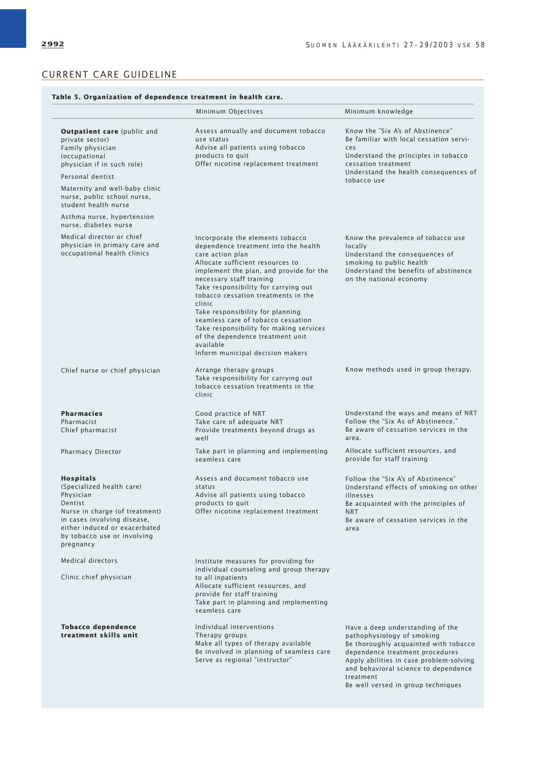CURRENT CARE GUIDELINE

**Table 5. Organization of dependence treatment in health care.**

| | Minimum Objectives | Minimum knowledge |
|---|---|---|
| **Outpatient care** (public and private sector)<br>Family physician<br>(occupational physician if in such role)<br>Personal dentist<br>Maternity and well-baby clinic nurse, public school nurse, student health nurse<br>Asthma nurse, hypertension nurse, diabetes nurse | Assess annually and document tobacco use status<br>Advise all patients using tobacco products to quit<br>Offer nicotine replacement treatment | Know the "Six A's of Abstinence"<br>Be familiar with local cessation services<br>Understand the principles in tobacco cessation treatment<br>Understand the health consequences of tobacco use |
| Medical director or chief physician in primary care and occupational health clinics | Incorporate the elements tobacco dependence treatment into the health care action plan<br>Allocate sufficient resources to implement the plan, and provide for the necessary staff training<br>Take responsibility for carrying out tobacco cessation treatments in the clinic<br>Take responsibility for planning seamless care of tobacco cessation<br>Take responsibility for making services of the dependence treatment unit available<br>Inform municipal decision makers | Know the prevalence of tobacco use locally<br>Understand the consequences of smoking to public health<br>Understand the benefits of abstinence on the national economy |
| Chief nurse or chief physician | Arrange therapy groups<br>Take responsibility for carrying out tobacco cessation treatments in the clinic | Know methods used in group therapy. |
| **Pharmacies**<br>Pharmacist<br>Chief pharmacist | Good practice of NRT<br>Take care of adequate NRT<br>Provide treatments beyond drugs as well | Understand the ways and means of NRT<br>Follow the "Six As of Abstinence."<br>Be aware of cessation services in the area. |
| Pharmacy Director | Take part in planning and implementing seamless care | Allocate sufficient resources, and provide for staff training |
| **Hospitals**<br>(Specialized health care)<br>Physician<br>Dentist<br>Nurse in charge (of treatment) in cases involving disease, either induced or exacerbated by tobacco use or involving pregnancy | Assess and document tobacco use status<br>Advise all patients using tobacco products to quit<br>Offer nicotine replacement treatment | Follow the "Six A's of Abstinence"<br>Understand effects of smoking on other illnesses<br>Be acquainted with the principles of NRT<br>Be aware of cessation services in the area |
| Medical directors<br>Clinic chief physician | Institute measures for providing for individual counseling and group therapy to all inpatients<br>Allocate sufficient resources, and provide for staff training<br>Take part in planning and implementing seamless care | |
| **Tobacco dependence treatment skills unit** | Individual interventions<br>Therapy groups<br>Make all types of therapy available<br>Be involved in planning of seamless care<br>Serve as regional "instructor" | Have a deep understanding of the pathophysiology of smoking<br>Be thoroughly acquainted with tobacco dependence treatment procedures<br>Apply abilities in case problem-solving and behavioral science to dependence treatment<br>Be well versed in group techniques |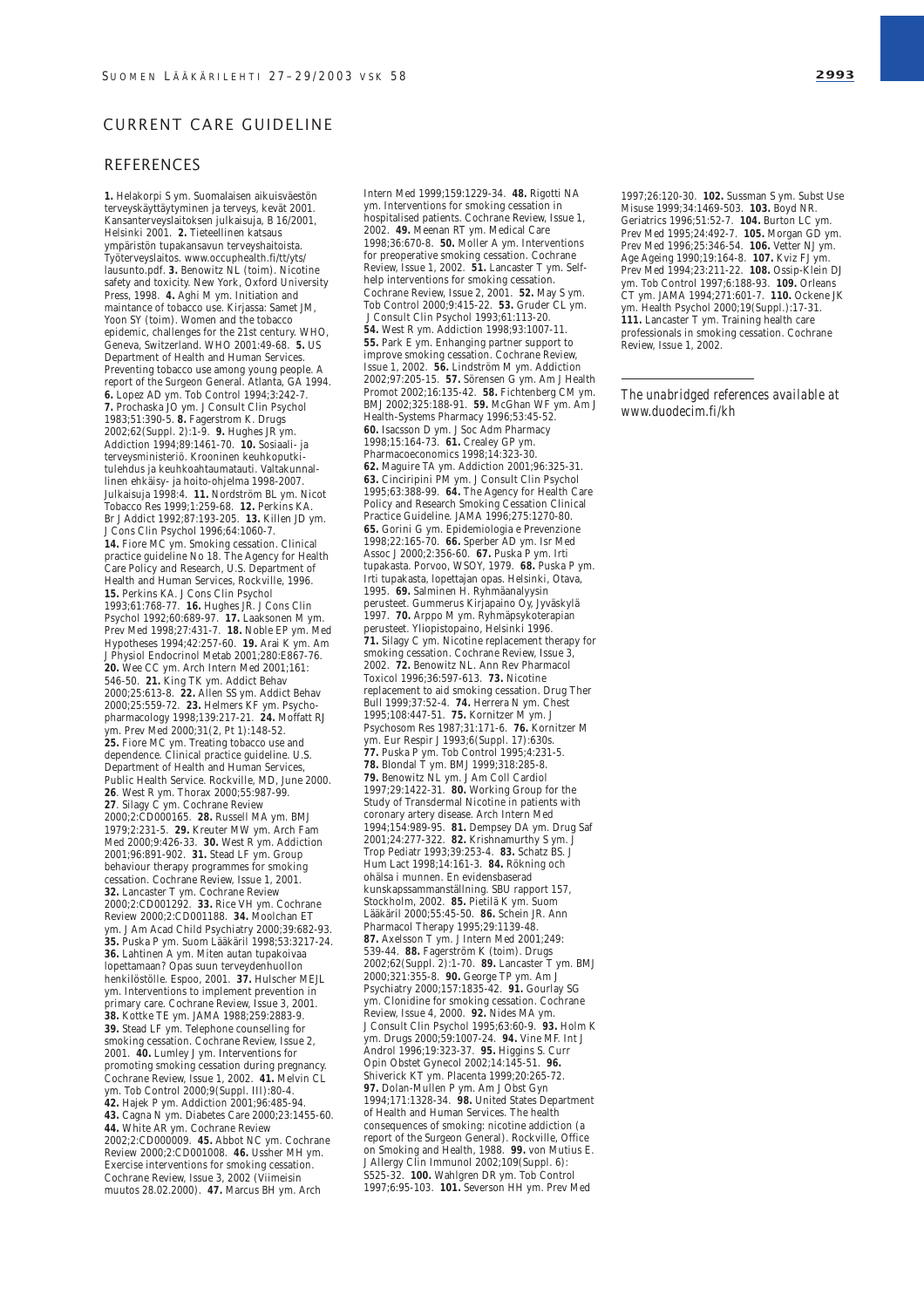# CURRENT CARE GUIDELINE

## REFERENCES

**1.** Helakorpi S ym. Suomalaisen aikuisväestön terveyskäyttäytyminen ja terveys, kevät 2001. Kansanterveyslaitoksen julkaisuja, B 16/2001, Helsinki 2001. **2.** Tieteellinen katsaus ympäristön tupakansavun terveyshaitoista. Työterveyslaitos. www.occuphealth.fi/tt/yts/lausunto.pdf. **3.** Benowitz NL (toim). Nicotine safety and toxicity. New York, Oxford University Press, 1998. **4.** Aghi M ym. Initiation and maintance of tobacco use. Kirjassa: Samet JM, Yoon SY (toim). Women and the tobacco epidemic, challenges for the 21st century. WHO, Geneva, Switzerland. WHO 2001:49-68. **5.** US Department of Health and Human Services. Preventing tobacco use among young people. A report of the Surgeon General. Atlanta, GA 1994. **6.** Lopez AD ym. Tob Control 1994;3:242-7. **7.** Prochaska JO ym. J Consult Clin Psychol 1983;51:390-5. **8.** Fagerstrom K. Drugs 2002;62(Suppl. 2):1-9. **9.** Hughes JR ym. Addiction 1994;89:1461-70. **10.** Sosiaali- ja terveysministeriö. Krooninen keuhkoputkitulehdus ja keuhkoahtaumatauti. Valtakunnallinen ehkäisy- ja hoito-ohjelma 1998-2007. Julkaisuja 1998:4. **11.** Nordström BL ym. Nicot Tobacco Res 1999;1:259-68. **12.** Perkins KA. Br J Addict 1992;87:193-205. **13.** Killen JD ym. J Cons Clin Psychol 1996;64:1060-7. **14.** Fiore MC ym. Smoking cessation. Clinical practice guideline No 18. The Agency for Health Care Policy and Research, U.S. Department of Health and Human Services, Rockville, 1996. **15.** Perkins KA. J Cons Clin Psychol 1993;61:768-77. **16.** Hughes JR. J Cons Clin Psychol 1992;60:689-97. **17.** Laaksonen M ym. Prev Med 1998;27:431-7. **18.** Noble EP ym. Med Hypotheses 1994;42:257-60. **19.** Arai K ym. Am J Physiol Endocrinol Metab 2001;280:E867-76. **20.** Wee CC ym. Arch Intern Med 2001;161: 546-50. **21.** King TK ym. Addict Behav 2000;25:613-8. **22.** Allen SS ym. Addict Behav 2000;25:559-72. **23.** Helmers KF ym. Psychopharmacology 1998;139:217-21. **24.** Moffatt RJ ym. Prev Med 2000;31(2, Pt 1):148-52. **25.** Fiore MC ym. Treating tobacco use and dependence. Clinical practice guideline. U.S. Department of Health and Human Services, Public Health Service. Rockville, MD, June 2000. **26**. West R ym. Thorax 2000;55:987-99. **27**. Silagy C ym. Cochrane Review 2000;2:CD000165. **28.** Russell MA ym. BMJ 1979;2:231-5. **29.** Kreuter MW ym. Arch Fam Med 2000;9:426-33. **30.** West R ym. Addiction 2001;96:891-902. **31.** Stead LF ym. Group behaviour therapy programmes for smoking cessation. Cochrane Review, Issue 1, 2001. **32.** Lancaster T ym. Cochrane Review 2000;2:CD001292. **33.** Rice VH ym. Cochrane Review 2000;2:CD001188. **34.** Moolchan ET ym. J Am Acad Child Psychiatry 2000;39:682-93. **35.** Puska P ym. Suom Lääkäril 1998;53:3217-24. **36.** Lahtinen A ym. Miten autan tupakoivaa lopettamaan? Opas suun terveydenhuollon henkilöstölle. Espoo, 2001. **37.** Hulscher MEJL ym. Interventions to implement prevention in primary care. Cochrane Review, Issue 3, 2001. **38.** Kottke TE ym. JAMA 1988;259:2883-9. **39.** Stead LF ym. Telephone counselling for smoking cessation. Cochrane Review, Issue 2, 2001. **40.** Lumley J ym. Interventions for promoting smoking cessation during pregnancy. Cochrane Review, Issue 1, 2002. **41.** Melvin CL ym. Tob Control 2000;9(Suppl. III):80-4. **42.** Hajek P ym. Addiction 2001;96:485-94. **43.** Cagna N ym. Diabetes Care 2000;23:1455-60. **44.** White AR ym. Cochrane Review 2002;2:CD000009. **45.** Abbot NC ym. Cochrane Review 2000;2:CD001008. **46.** Ussher MH ym. Exercise interventions for smoking cessation. Cochrane Review, Issue 3, 2002 (Viimeisin muutos 28.02.2000). **47.** Marcus BH ym. Arch Intern Med 1999;159:1229-34. **48.** Rigotti NA ym. Interventions for smoking cessation in hospitalised patients. Cochrane Review, Issue 1, 2002. **49.** Meenan RT ym. Medical Care 1998;36:670-8. **50.** Moller A ym. Interventions for preoperative smoking cessation. Cochrane Review, Issue 1, 2002. **51.** Lancaster T ym. Self-help interventions for smoking cessation. Cochrane Review, Issue 2, 2001. **52.** May S ym. Tob Control 2000;9:415-22. **53.** Gruder CL ym. J Consult Clin Psychol 1993;61:113-20. **54.** West R ym. Addiction 1998;93:1007-11. **55.** Park E ym. Enhanging partner support to improve smoking cessation. Cochrane Review, Issue 1, 2002. **56.** Lindström M ym. Addiction 2002;97:205-15. **57.** Sörensen G ym. Am J Health Promot 2002;16:135-42. **58.** Fichtenberg CM ym. BMJ 2002;325:188-91. **59.** McGhan WF ym. Am J Health-Systems Pharmacy 1996;53:45-52. **60.** Isacsson D ym. J Soc Adm Pharmacy 1998;15:164-73. **61.** Crealey GP ym. Pharmacoeconomics 1998;14:323-30. **62.** Maguire TA ym. Addiction 2001;96:325-31. **63.** Cinciripini PM ym. J Consult Clin Psychol 1995;63:388-99. **64.** The Agency for Health Care Policy and Research Smoking Cessation Clinical Practice Guideline. JAMA 1996;275:1270-80. **65.** Gorini G ym. Epidemiologia e Prevenzione 1998;22:165-70. **66.** Sperber AD ym. Isr Med Assoc J 2000;2:356-60. **67.** Puska P ym. Irti tupakasta. Porvoo, WSOY, 1979. **68.** Puska P ym. Irti tupakasta, lopettajan opas. Helsinki, Otava, 1995. **69.** Salminen H. Ryhmäanalyysin perusteet. Gummerus Kirjapaino Oy, Jyväskylä 1997. **70.** Arppo M ym. Ryhmäpsykoterapian perusteet. Yliopistopaino, Helsinki 1996. **71.** Silagy C ym. Nicotine replacement therapy for smoking cessation. Cochrane Review, Issue 3, 2002. **72.** Benowitz NL. Ann Rev Pharmacol Toxicol 1996;36:597-613. **73.** Nicotine replacement to aid smoking cessation. Drug Ther Bull 1999;37:52-4. **74.** Herrera N ym. Chest 1995;108:447-51. **75.** Kornitzer M ym. J Psychosom Res 1987;31:171-6. **76.** Kornitzer M ym. Eur Respir J 1993;6(Suppl. 17):630s. **77.** Puska P ym. Tob Control 1995;4:231-5. **78.** Blondal T ym. BMJ 1999;318:285-8. **79.** Benowitz NL ym. J Am Coll Cardiol 1997;29:1422-31. **80.** Working Group for the Study of Transdermal Nicotine in patients with coronary artery disease. Arch Intern Med 1994;154:989-95. **81.** Dempsey DA ym. Drug Saf 2001;24:277-322. **82.** Krishnamurthy S ym. J Trop Pediatr 1993;39:253-4. **83.** Schatz BS. J Hum Lact 1998;14:161-3. **84.** Rökning och ohälsa i munnen. En evidensbaserad kunskapssammanställning. SBU rapport 157, Stockholm, 2002. **85.** Pietilä K ym. Suom Lääkäril 2000;55:45-50. **86.** Schein JR. Ann Pharmacol Therapy 1995;29:1139-48. **87.** Axelsson T ym. J Intern Med 2001;249: 539-44. **88.** Fagerström K (toim). Drugs 2002;62(Suppl. 2):1-70. **89.** Lancaster T ym. BMJ 2000;321:355-8. **90.** George TP ym. Am J Psychiatry 2000;157:1835-42. **91.** Gourlay SG ym. Clonidine for smoking cessation. Cochrane Review, Issue 4, 2000. **92.** Nides MA ym. J Consult Clin Psychol 1995;63:60-9. **93.** Holm K ym. Drugs 2000;59:1007-24. **94.** Vine MF. Int J Androl 1996;19:323-37. **95.** Higgins S. Curr Opin Obstet Gynecol 2002;14:145-51. **96.** Shiverick KT ym. Placenta 1999;20:265-72. **97.** Dolan-Mullen P ym. Am J Obst Gyn 1994;171:1328-34. **98.** United States Department of Health and Human Services. The health consequences of smoking: nicotine addiction (a report of the Surgeon General). Rockville, Office on Smoking and Health, 1988. **99.** von Mutius E. J Allergy Clin Immunol 2002;109(Suppl. 6): S525-32. **100.** Wahlgren DR ym. Tob Control 1997;6:95-103. **101.** Severson HH ym. Prev Med 1997;26:120-30. **102.** Sussman S ym. Subst Use Misuse 1999;34:1469-503. **103.** Boyd NR. Geriatrics 1996;51:52-7. **104.** Burton LC ym. Prev Med 1995;24:492-7. **105.** Morgan GD ym. Prev Med 1996;25:346-54. **106.** Vetter NJ ym. Age Ageing 1990;19:164-8. **107.** Kviz FJ ym. Prev Med 1994;23:211-22. **108.** Ossip-Klein DJ ym. Tob Control 1997;6:188-93. **109.** Orleans CT ym. JAMA 1994;271:601-7. **110.** Ockene JK ym. Health Psychol 2000;19(Suppl.):17-31. **111.** Lancaster T ym. Training health care professionals in smoking cessation. Cochrane Review, Issue 1, 2002.

---

*The unabridged references available at www.duodecim.fi/kh*